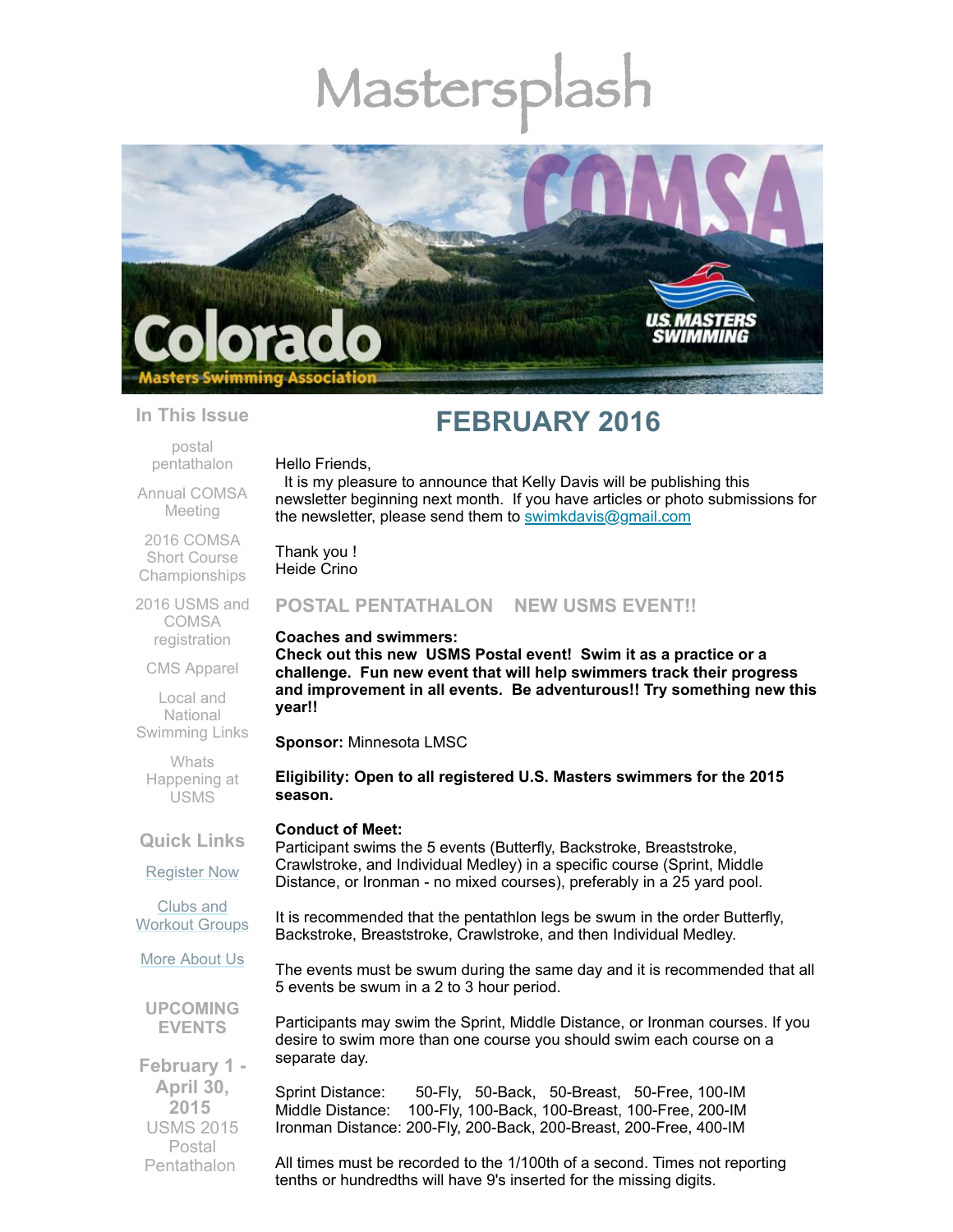# Mastersplash

## FEBRUARY 2016

### In This Issue

postal pentathalon

Annual COMSA Meeting

2016 COMSA Short Course Championships

2016 USMS and COMSA registration

CMS Apparel

Local and National Swimming Links

Whats Happening at USMS

### Quick Links

Register Now

Clubs and Workout Groups

More About Us

### UPCOMING EVENTS

**February 1 - April 30, 2015**
USMS 2015 Postal Pentathalon

Hello Friends,

It is my pleasure to announce that Kelly Davis will be publishing this newsletter beginning next month. If you have articles or photo submissions for the newsletter, please send them to swimkdavis@gmail.com

Thank you !
Heide Crino

## POSTAL PENTATHALON NEW USMS EVENT!!

**Coaches and swimmers:**
**Check out this new USMS Postal event! Swim it as a practice or a challenge. Fun new event that will help swimmers track their progress and improvement in all events. Be adventurous!! Try something new this year!!**

**Sponsor:** Minnesota LMSC

**Eligibility: Open to all registered U.S. Masters swimmers for the 2015 season.**

**Conduct of Meet:**
Participant swims the 5 events (Butterfly, Backstroke, Breaststroke, Crawlstroke, and Individual Medley) in a specific course (Sprint, Middle Distance, or Ironman - no mixed courses), preferably in a 25 yard pool.

It is recommended that the pentathlon legs be swum in the order Butterfly, Backstroke, Breaststroke, Crawlstroke, and then Individual Medley.

The events must be swum during the same day and it is recommended that all 5 events be swum in a 2 to 3 hour period.

Participants may swim the Sprint, Middle Distance, or Ironman courses. If you desire to swim more than one course you should swim each course on a separate day.

Sprint Distance: 50-Fly, 50-Back, 50-Breast, 50-Free, 100-IM
Middle Distance: 100-Fly, 100-Back, 100-Breast, 100-Free, 200-IM
Ironman Distance: 200-Fly, 200-Back, 200-Breast, 200-Free, 400-IM

All times must be recorded to the 1/100th of a second. Times not reporting tenths or hundredths will have 9's inserted for the missing digits.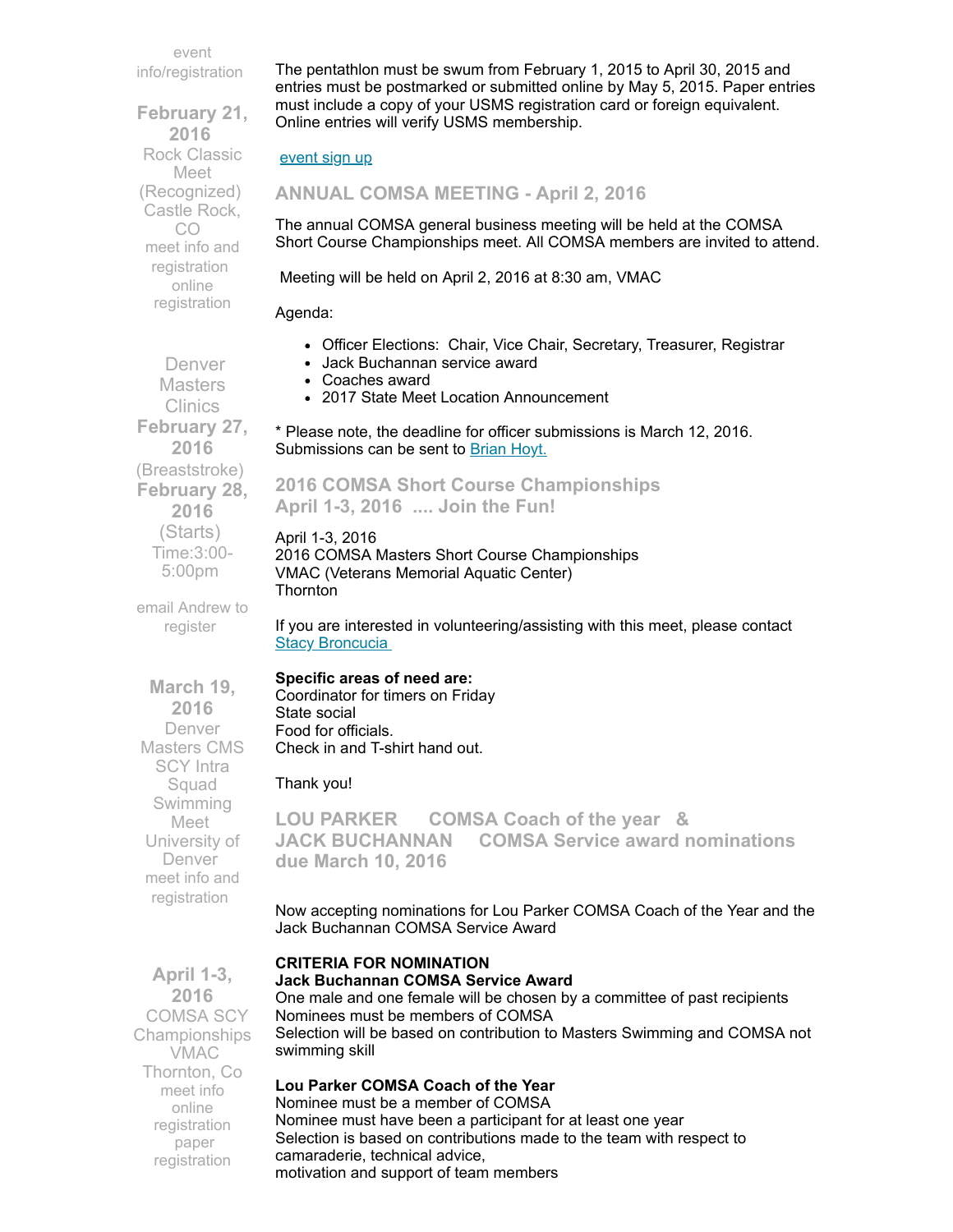event info/registration

**February 21, 2016**
Rock Classic Meet (Recognized)
Castle Rock, CO
meet info and registration
online registration

Denver Masters Clinics
**February 27, 2016**
(Breaststroke)
**February 28, 2016**
(Starts)
Time:3:00-5:00pm

email Andrew to register

**March 19, 2016**
Denver Masters CMS SCY Intra Squad Swimming Meet
University of Denver
meet info and registration

**April 1-3, 2016**
COMSA SCY Championships
VMAC
Thornton, Co
meet info
online registration
paper registration

The pentathlon must be swum from February 1, 2015 to April 30, 2015 and entries must be postmarked or submitted online by May 5, 2015. Paper entries must include a copy of your USMS registration card or foreign equivalent. Online entries will verify USMS membership.

event sign up

## ANNUAL COMSA MEETING - April 2, 2016

The annual COMSA general business meeting will be held at the COMSA Short Course Championships meet. All COMSA members are invited to attend.

Meeting will be held on April 2, 2016 at 8:30 am, VMAC

Agenda:

- Officer Elections: Chair, Vice Chair, Secretary, Treasurer, Registrar
- Jack Buchannan service award
- Coaches award
- 2017 State Meet Location Announcement

* Please note, the deadline for officer submissions is March 12, 2016. Submissions can be sent to Brian Hoyt.

## 2016 COMSA Short Course Championships April 1-3, 2016 .... Join the Fun!

April 1-3, 2016
2016 COMSA Masters Short Course Championships
VMAC (Veterans Memorial Aquatic Center)
Thornton

If you are interested in volunteering/assisting with this meet, please contact Stacy Broncucia

**Specific areas of need are:**
Coordinator for timers on Friday
State social
Food for officials.
Check in and T-shirt hand out.

Thank you!

## LOU PARKER COMSA Coach of the year & JACK BUCHANNAN COMSA Service award nominations due March 10, 2016

Now accepting nominations for Lou Parker COMSA Coach of the Year and the Jack Buchannan COMSA Service Award

**CRITERIA FOR NOMINATION**
**Jack Buchannan COMSA Service Award**
One male and one female will be chosen by a committee of past recipients
Nominees must be members of COMSA
Selection will be based on contribution to Masters Swimming and COMSA not swimming skill

**Lou Parker COMSA Coach of the Year**
Nominee must be a member of COMSA
Nominee must have been a participant for at least one year
Selection is based on contributions made to the team with respect to camaraderie, technical advice,
motivation and support of team members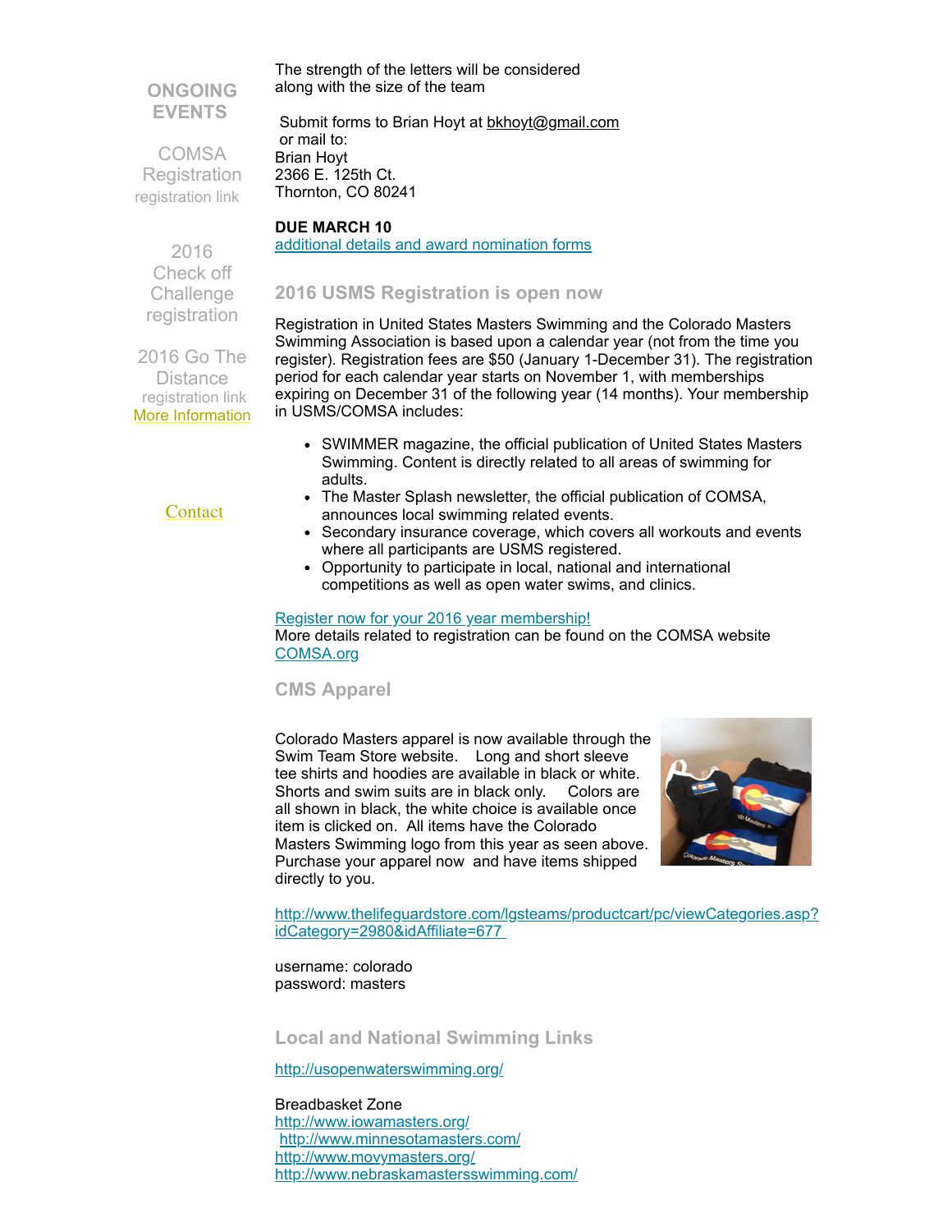**ONGOING EVENTS**

COMSA Registration
registration link

2016 Check off Challenge registration

2016 Go The Distance
registration link
More Information

Contact

The strength of the letters will be considered along with the size of the team

Submit forms to Brian Hoyt at bkhoyt@gmail.com
or mail to:
Brian Hoyt
2366 E. 125th Ct.
Thornton, CO 80241

**DUE MARCH 10**
additional details and award nomination forms

## 2016 USMS Registration is open now

Registration in United States Masters Swimming and the Colorado Masters Swimming Association is based upon a calendar year (not from the time you register). Registration fees are $50 (January 1-December 31). The registration period for each calendar year starts on November 1, with memberships expiring on December 31 of the following year (14 months). Your membership in USMS/COMSA includes:

- SWIMMER magazine, the official publication of United States Masters Swimming. Content is directly related to all areas of swimming for adults.
- The Master Splash newsletter, the official publication of COMSA, announces local swimming related events.
- Secondary insurance coverage, which covers all workouts and events where all participants are USMS registered.
- Opportunity to participate in local, national and international competitions as well as open water swims, and clinics.

Register now for your 2016 year membership!
More details related to registration can be found on the COMSA website COMSA.org

## CMS Apparel

Colorado Masters apparel is now available through the Swim Team Store website. Long and short sleeve tee shirts and hoodies are available in black or white. Shorts and swim suits are in black only. Colors are all shown in black, the white choice is available once item is clicked on. All items have the Colorado Masters Swimming logo from this year as seen above. Purchase your apparel now and have items shipped directly to you.

http://www.thelifeguardstore.com/lgsteams/productcart/pc/viewCategories.asp?idCategory=2980&idAffiliate=677

username: colorado
password: masters

## Local and National Swimming Links

http://usopenwaterswimming.org/

Breadbasket Zone
http://www.iowamasters.org/
http://www.minnesotamasters.com/
http://www.movymasters.org/
http://www.nebraskamastersswimming.com/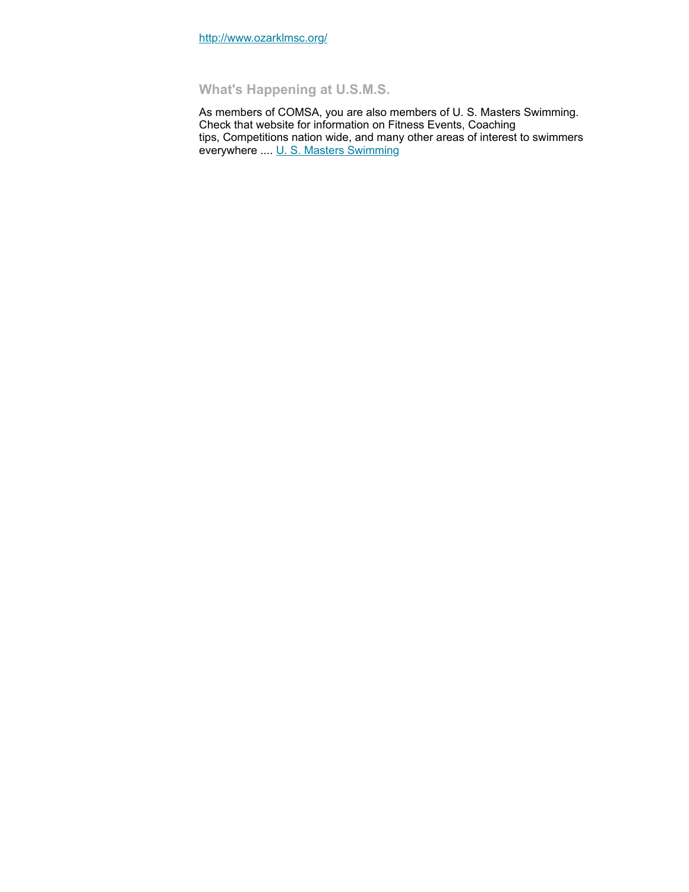http://www.ozarklmsc.org/

### What's Happening at U.S.M.S.

As members of COMSA, you are also members of U. S. Masters Swimming. Check that website for information on Fitness Events, Coaching tips, Competitions nation wide, and many other areas of interest to swimmers everywhere .... U. S. Masters Swimming